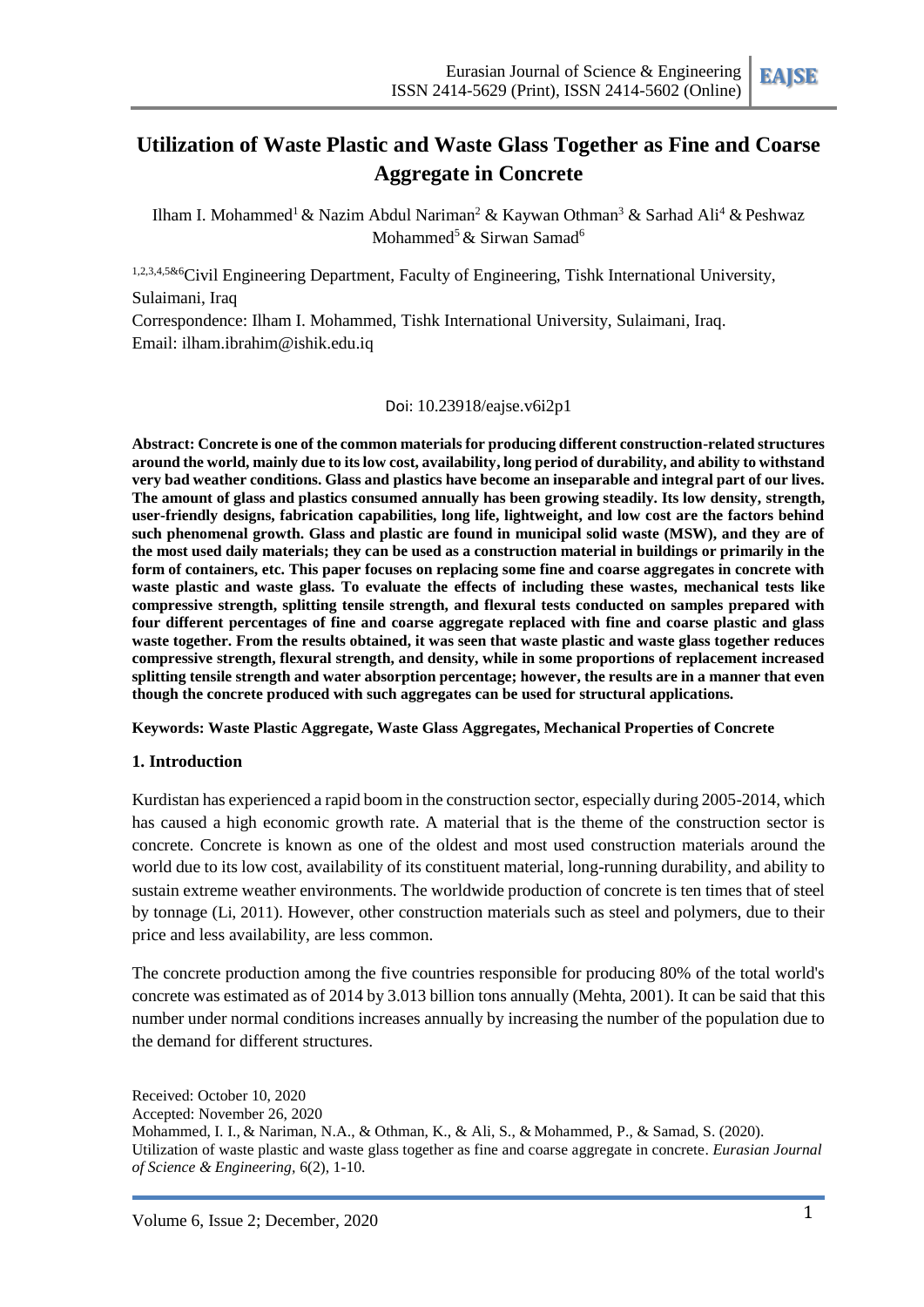# Utilization of Waste Plastic and Waste Glass Together as Fine and Coarse Aggregate in Concrete

Ilham I. Mohammed[1] & Nazim Abdul Nariman[2] & Kaywan Othman[3] & Sarhad Ali[4] & Peshwaz Mohammed[5] & Sirwan Samad[6]

[1,2,3,4,5&6]Civil Engineering Department, Faculty of Engineering, Tishk International University, Sulaimani, Iraq

Correspondence: Ilham I. Mohammed, Tishk International University, Sulaimani, Iraq.

Email: ilham.ibrahim@ishik.edu.iq

Doi: 10.23918/eajse.v6i2p1

**Abstract: Concrete is one of the common materials for producing different construction-related structures around the world, mainly due to its low cost, availability, long period of durability, and ability to withstand very bad weather conditions. Glass and plastics have become an inseparable and integral part of our lives. The amount of glass and plastics consumed annually has been growing steadily. Its low density, strength, user-friendly designs, fabrication capabilities, long life, lightweight, and low cost are the factors behind such phenomenal growth. Glass and plastic are found in municipal solid waste (MSW), and they are of the most used daily materials; they can be used as a construction material in buildings or primarily in the form of containers, etc. This paper focuses on replacing some fine and coarse aggregates in concrete with waste plastic and waste glass. To evaluate the effects of including these wastes, mechanical tests like compressive strength, splitting tensile strength, and flexural tests conducted on samples prepared with four different percentages of fine and coarse aggregate replaced with fine and coarse plastic and glass waste together. From the results obtained, it was seen that waste plastic and waste glass together reduces compressive strength, flexural strength, and density, while in some proportions of replacement increased splitting tensile strength and water absorption percentage; however, the results are in a manner that even though the concrete produced with such aggregates can be used for structural applications.**

**Keywords: Waste Plastic Aggregate, Waste Glass Aggregates, Mechanical Properties of Concrete**

## 1. Introduction

Kurdistan has experienced a rapid boom in the construction sector, especially during 2005-2014, which has caused a high economic growth rate. A material that is the theme of the construction sector is concrete. Concrete is known as one of the oldest and most used construction materials around the world due to its low cost, availability of its constituent material, long-running durability, and ability to sustain extreme weather environments. The worldwide production of concrete is ten times that of steel by tonnage (Li, 2011). However, other construction materials such as steel and polymers, due to their price and less availability, are less common.

The concrete production among the five countries responsible for producing 80% of the total world's concrete was estimated as of 2014 by 3.013 billion tons annually (Mehta, 2001). It can be said that this number under normal conditions increases annually by increasing the number of the population due to the demand for different structures.

Received: October 10, 2020

Accepted: November 26, 2020

Mohammed, I. I., & Nariman, N.A., & Othman, K., & Ali, S., & Mohammed, P., & Samad, S. (2020). Utilization of waste plastic and waste glass together as fine and coarse aggregate in concrete. *Eurasian Journal of Science & Engineering*, 6(2), 1-10.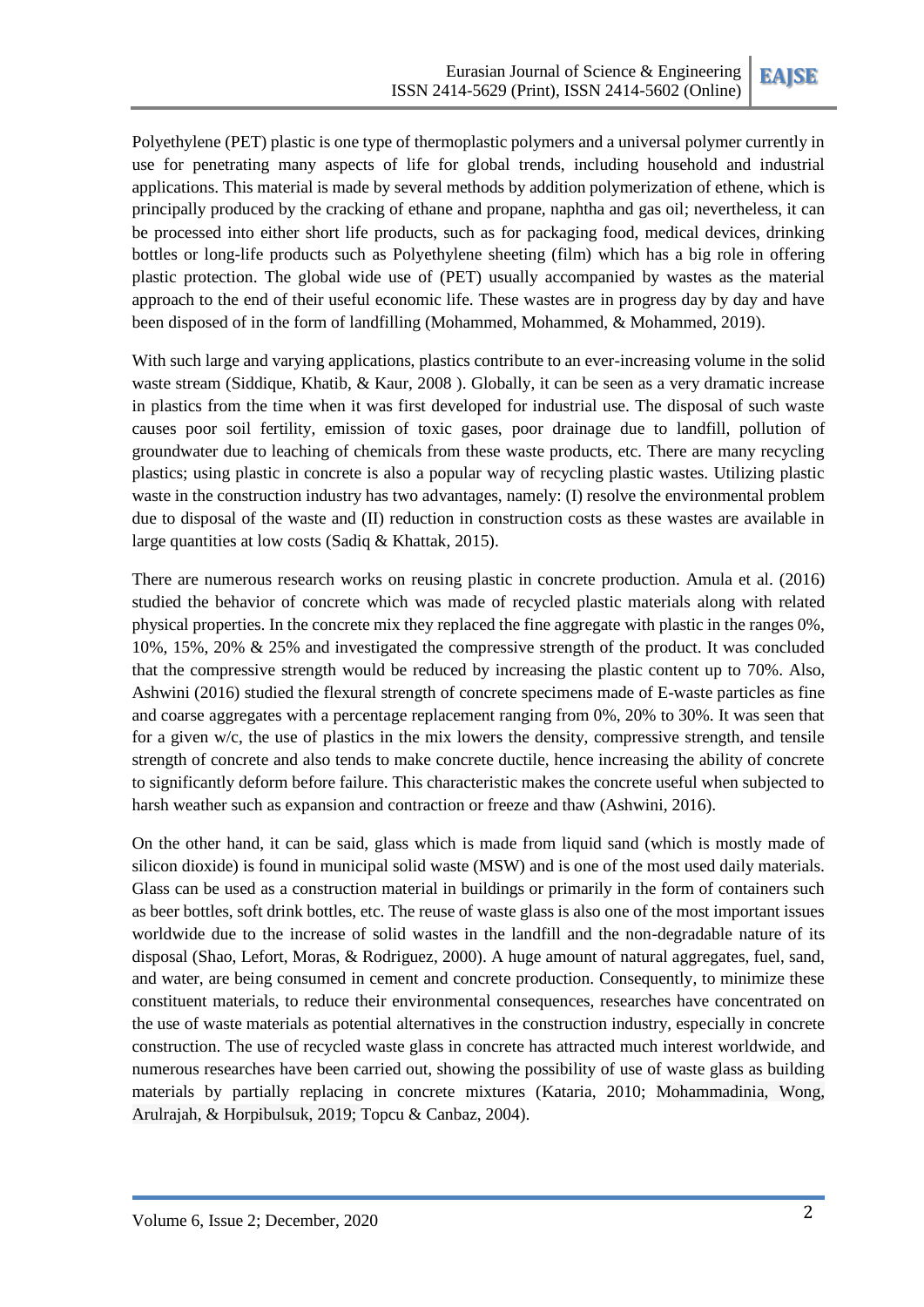Polyethylene (PET) plastic is one type of thermoplastic polymers and a universal polymer currently in use for penetrating many aspects of life for global trends, including household and industrial applications. This material is made by several methods by addition polymerization of ethene, which is principally produced by the cracking of ethane and propane, naphtha and gas oil; nevertheless, it can be processed into either short life products, such as for packaging food, medical devices, drinking bottles or long-life products such as Polyethylene sheeting (film) which has a big role in offering plastic protection. The global wide use of (PET) usually accompanied by wastes as the material approach to the end of their useful economic life. These wastes are in progress day by day and have been disposed of in the form of landfilling (Mohammed, Mohammed, & Mohammed, 2019).

With such large and varying applications, plastics contribute to an ever-increasing volume in the solid waste stream (Siddique, Khatib, & Kaur, 2008 ). Globally, it can be seen as a very dramatic increase in plastics from the time when it was first developed for industrial use. The disposal of such waste causes poor soil fertility, emission of toxic gases, poor drainage due to landfill, pollution of groundwater due to leaching of chemicals from these waste products, etc. There are many recycling plastics; using plastic in concrete is also a popular way of recycling plastic wastes. Utilizing plastic waste in the construction industry has two advantages, namely: (I) resolve the environmental problem due to disposal of the waste and (II) reduction in construction costs as these wastes are available in large quantities at low costs (Sadiq & Khattak, 2015).

There are numerous research works on reusing plastic in concrete production. Amula et al. (2016) studied the behavior of concrete which was made of recycled plastic materials along with related physical properties. In the concrete mix they replaced the fine aggregate with plastic in the ranges 0%, 10%, 15%, 20% & 25% and investigated the compressive strength of the product. It was concluded that the compressive strength would be reduced by increasing the plastic content up to 70%. Also, Ashwini (2016) studied the flexural strength of concrete specimens made of E-waste particles as fine and coarse aggregates with a percentage replacement ranging from 0%, 20% to 30%. It was seen that for a given w/c, the use of plastics in the mix lowers the density, compressive strength, and tensile strength of concrete and also tends to make concrete ductile, hence increasing the ability of concrete to significantly deform before failure. This characteristic makes the concrete useful when subjected to harsh weather such as expansion and contraction or freeze and thaw (Ashwini, 2016).

On the other hand, it can be said, glass which is made from liquid sand (which is mostly made of silicon dioxide) is found in municipal solid waste (MSW) and is one of the most used daily materials. Glass can be used as a construction material in buildings or primarily in the form of containers such as beer bottles, soft drink bottles, etc. The reuse of waste glass is also one of the most important issues worldwide due to the increase of solid wastes in the landfill and the non-degradable nature of its disposal (Shao, Lefort, Moras, & Rodriguez, 2000). A huge amount of natural aggregates, fuel, sand, and water, are being consumed in cement and concrete production. Consequently, to minimize these constituent materials, to reduce their environmental consequences, researches have concentrated on the use of waste materials as potential alternatives in the construction industry, especially in concrete construction. The use of recycled waste glass in concrete has attracted much interest worldwide, and numerous researches have been carried out, showing the possibility of use of waste glass as building materials by partially replacing in concrete mixtures (Kataria, 2010; Mohammadinia, Wong, Arulrajah, & Horpibulsuk, 2019; Topcu & Canbaz, 2004).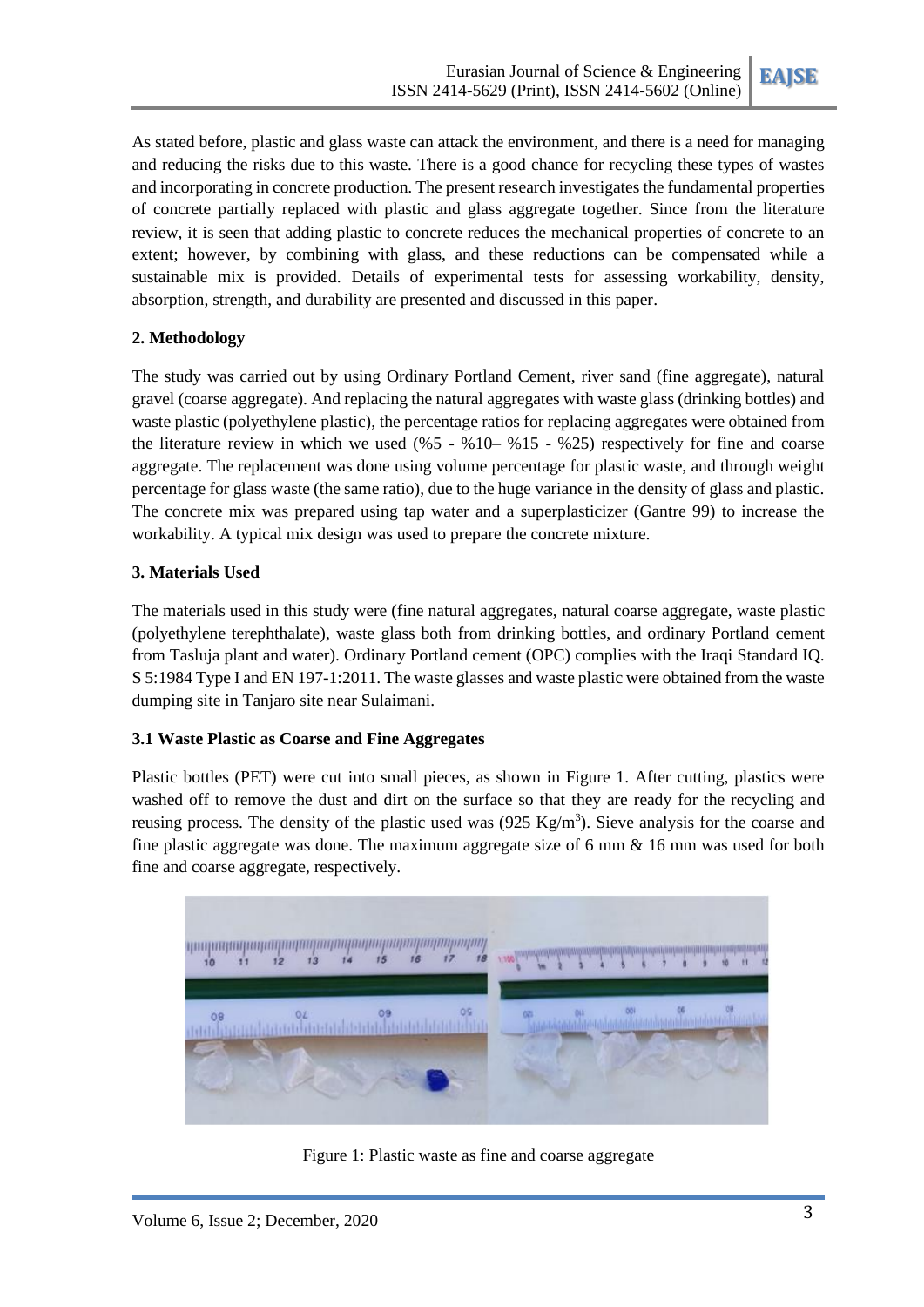As stated before, plastic and glass waste can attack the environment, and there is a need for managing and reducing the risks due to this waste. There is a good chance for recycling these types of wastes and incorporating in concrete production. The present research investigates the fundamental properties of concrete partially replaced with plastic and glass aggregate together. Since from the literature review, it is seen that adding plastic to concrete reduces the mechanical properties of concrete to an extent; however, by combining with glass, and these reductions can be compensated while a sustainable mix is provided. Details of experimental tests for assessing workability, density, absorption, strength, and durability are presented and discussed in this paper.

## 2. Methodology

The study was carried out by using Ordinary Portland Cement, river sand (fine aggregate), natural gravel (coarse aggregate). And replacing the natural aggregates with waste glass (drinking bottles) and waste plastic (polyethylene plastic), the percentage ratios for replacing aggregates were obtained from the literature review in which we used (%5 - %10– %15 - %25) respectively for fine and coarse aggregate. The replacement was done using volume percentage for plastic waste, and through weight percentage for glass waste (the same ratio), due to the huge variance in the density of glass and plastic. The concrete mix was prepared using tap water and a superplasticizer (Gantre 99) to increase the workability. A typical mix design was used to prepare the concrete mixture.

## 3. Materials Used

The materials used in this study were (fine natural aggregates, natural coarse aggregate, waste plastic (polyethylene terephthalate), waste glass both from drinking bottles, and ordinary Portland cement from Tasluja plant and water). Ordinary Portland cement (OPC) complies with the Iraqi Standard IQ. S 5:1984 Type I and EN 197-1:2011. The waste glasses and waste plastic were obtained from the waste dumping site in Tanjaro site near Sulaimani.

### 3.1 Waste Plastic as Coarse and Fine Aggregates

Plastic bottles (PET) were cut into small pieces, as shown in Figure 1. After cutting, plastics were washed off to remove the dust and dirt on the surface so that they are ready for the recycling and reusing process. The density of the plastic used was (925 $Kg/m^3$). Sieve analysis for the coarse and fine plastic aggregate was done. The maximum aggregate size of 6 mm & 16 mm was used for both fine and coarse aggregate, respectively.

Figure 1: Plastic waste as fine and coarse aggregate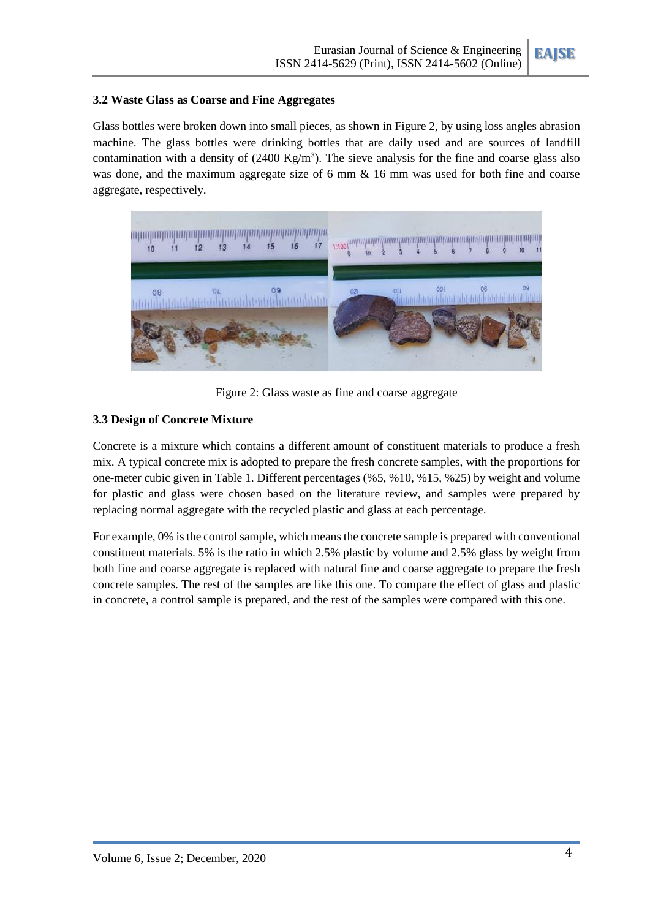### 3.2 Waste Glass as Coarse and Fine Aggregates

Glass bottles were broken down into small pieces, as shown in Figure 2, by using loss angles abrasion machine. The glass bottles were drinking bottles that are daily used and are sources of landfill contamination with a density of (2400 Kg/m$^3$). The sieve analysis for the fine and coarse glass also was done, and the maximum aggregate size of 6 mm & 16 mm was used for both fine and coarse aggregate, respectively.

Figure 2: Glass waste as fine and coarse aggregate

### 3.3 Design of Concrete Mixture

Concrete is a mixture which contains a different amount of constituent materials to produce a fresh mix. A typical concrete mix is adopted to prepare the fresh concrete samples, with the proportions for one-meter cubic given in Table 1. Different percentages (%5, %10, %15, %25) by weight and volume for plastic and glass were chosen based on the literature review, and samples were prepared by replacing normal aggregate with the recycled plastic and glass at each percentage.

For example, 0% is the control sample, which means the concrete sample is prepared with conventional constituent materials. 5% is the ratio in which 2.5% plastic by volume and 2.5% glass by weight from both fine and coarse aggregate is replaced with natural fine and coarse aggregate to prepare the fresh concrete samples. The rest of the samples are like this one. To compare the effect of glass and plastic in concrete, a control sample is prepared, and the rest of the samples were compared with this one.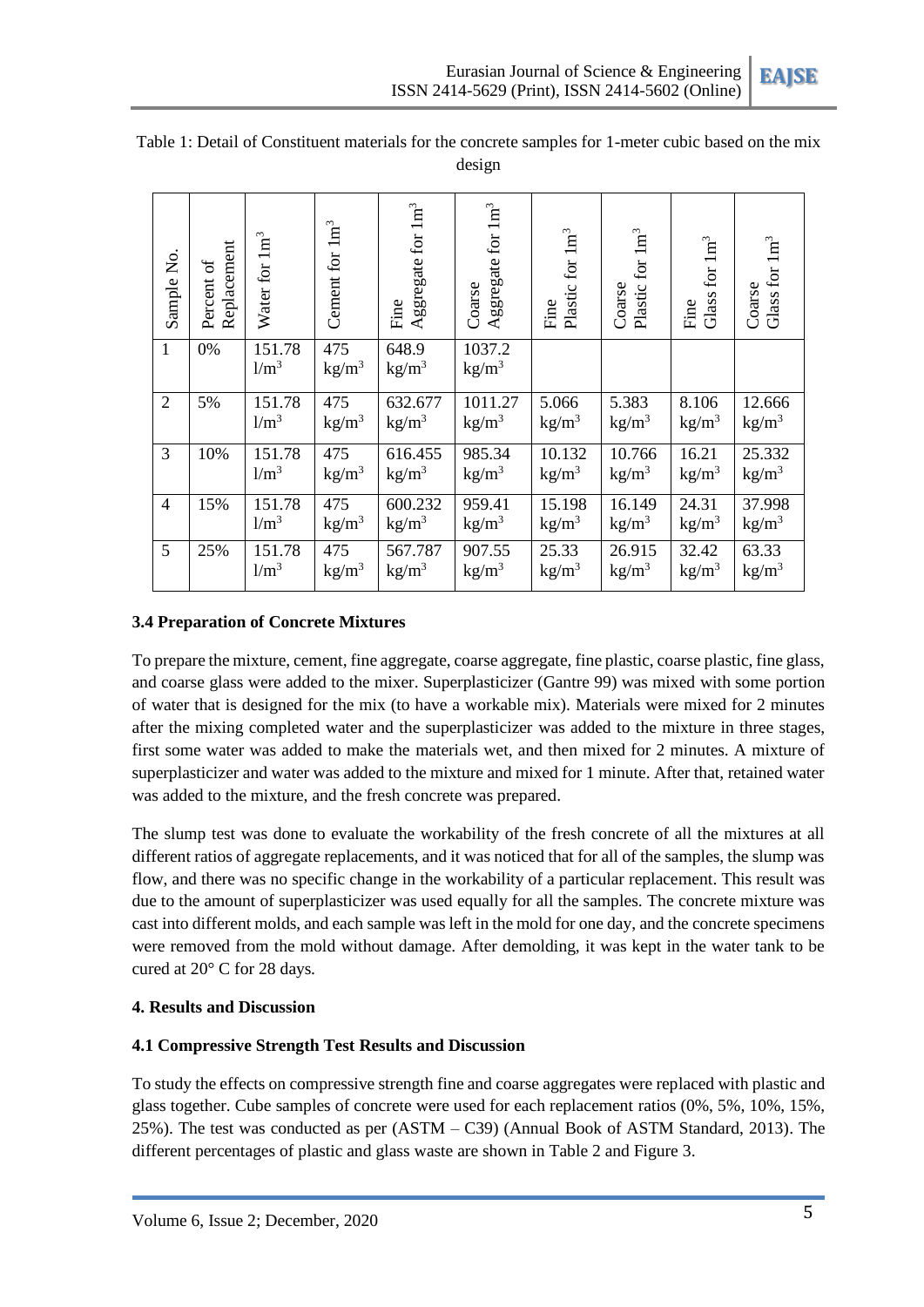Table 1: Detail of Constituent materials for the concrete samples for 1-meter cubic based on the mix design

| Sample No. | Percent of Replacement | Water for $1m^3$ | Cement for $1m^3$ | Fine Aggregate for $1m^3$ | Coarse Aggregate for $1m^3$ | Fine Plastic for $1m^3$ | Coarse Plastic for $1m^3$ | Fine Glass for $1m^3$ | Coarse Glass for $1m^3$ |
|---|---|---|---|---|---|---|---|---|---|
| 1 | 0% | 151.78 $l/m^3$ | 475 $kg/m^3$ | 648.9 $kg/m^3$ | 1037.2 $kg/m^3$ | | | | |
| 2 | 5% | 151.78 $l/m^3$ | 475 $kg/m^3$ | 632.677 $kg/m^3$ | 1011.27 $kg/m^3$ | 5.066 $kg/m^3$ | 5.383 $kg/m^3$ | 8.106 $kg/m^3$ | 12.666 $kg/m^3$ |
| 3 | 10% | 151.78 $l/m^3$ | 475 $kg/m^3$ | 616.455 $kg/m^3$ | 985.34 $kg/m^3$ | 10.132 $kg/m^3$ | 10.766 $kg/m^3$ | 16.21 $kg/m^3$ | 25.332 $kg/m^3$ |
| 4 | 15% | 151.78 $l/m^3$ | 475 $kg/m^3$ | 600.232 $kg/m^3$ | 959.41 $kg/m^3$ | 15.198 $kg/m^3$ | 16.149 $kg/m^3$ | 24.31 $kg/m^3$ | 37.998 $kg/m^3$ |
| 5 | 25% | 151.78 $l/m^3$ | 475 $kg/m^3$ | 567.787 $kg/m^3$ | 907.55 $kg/m^3$ | 25.33 $kg/m^3$ | 26.915 $kg/m^3$ | 32.42 $kg/m^3$ | 63.33 $kg/m^3$ |

### 3.4 Preparation of Concrete Mixtures

To prepare the mixture, cement, fine aggregate, coarse aggregate, fine plastic, coarse plastic, fine glass, and coarse glass were added to the mixer. Superplasticizer (Gantre 99) was mixed with some portion of water that is designed for the mix (to have a workable mix). Materials were mixed for 2 minutes after the mixing completed water and the superplasticizer was added to the mixture in three stages, first some water was added to make the materials wet, and then mixed for 2 minutes. A mixture of superplasticizer and water was added to the mixture and mixed for 1 minute. After that, retained water was added to the mixture, and the fresh concrete was prepared.

The slump test was done to evaluate the workability of the fresh concrete of all the mixtures at all different ratios of aggregate replacements, and it was noticed that for all of the samples, the slump was flow, and there was no specific change in the workability of a particular replacement. This result was due to the amount of superplasticizer was used equally for all the samples. The concrete mixture was cast into different molds, and each sample was left in the mold for one day, and the concrete specimens were removed from the mold without damage. After demolding, it was kept in the water tank to be cured at 20° C for 28 days.

## 4. Results and Discussion

### 4.1 Compressive Strength Test Results and Discussion

To study the effects on compressive strength fine and coarse aggregates were replaced with plastic and glass together. Cube samples of concrete were used for each replacement ratios (0%, 5%, 10%, 15%, 25%). The test was conducted as per (ASTM – C39) (Annual Book of ASTM Standard, 2013). The different percentages of plastic and glass waste are shown in Table 2 and Figure 3.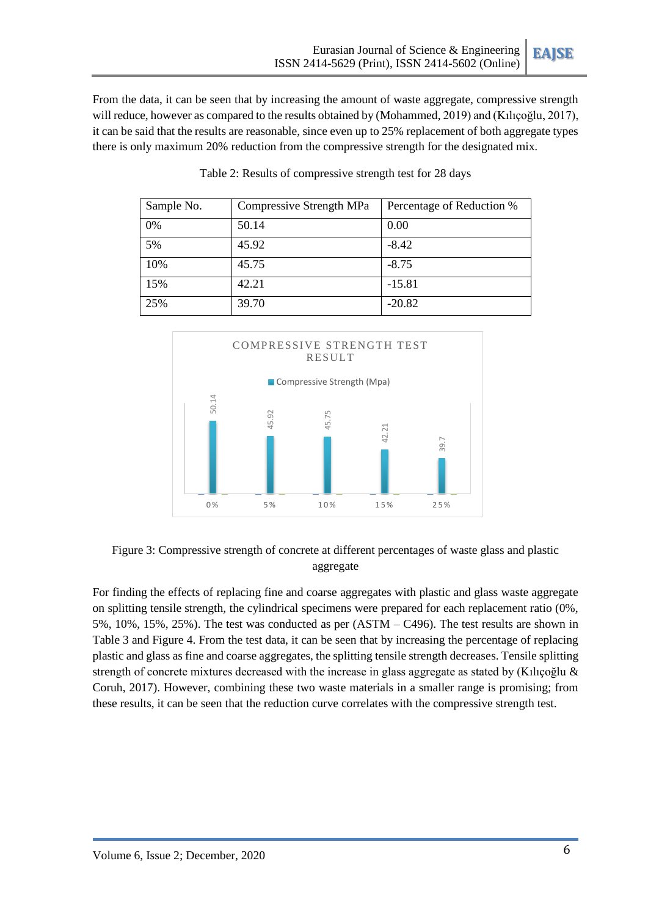From the data, it can be seen that by increasing the amount of waste aggregate, compressive strength will reduce, however as compared to the results obtained by (Mohammed, 2019) and (Kılıçoğlu, 2017), it can be said that the results are reasonable, since even up to 25% replacement of both aggregate types there is only maximum 20% reduction from the compressive strength for the designated mix.

Table 2: Results of compressive strength test for 28 days

| Sample No. | Compressive Strength MPa | Percentage of Reduction % |
|---|---|---|
| 0% | 50.14 | 0.00 |
| 5% | 45.92 | -8.42 |
| 10% | 45.75 | -8.75 |
| 15% | 42.21 | -15.81 |
| 25% | 39.70 | -20.82 |

Figure 3: Compressive strength of concrete at different percentages of waste glass and plastic aggregate

For finding the effects of replacing fine and coarse aggregates with plastic and glass waste aggregate on splitting tensile strength, the cylindrical specimens were prepared for each replacement ratio (0%, 5%, 10%, 15%, 25%). The test was conducted as per (ASTM – C496). The test results are shown in Table 3 and Figure 4. From the test data, it can be seen that by increasing the percentage of replacing plastic and glass as fine and coarse aggregates, the splitting tensile strength decreases. Tensile splitting strength of concrete mixtures decreased with the increase in glass aggregate as stated by (Kılıçoğlu & Coruh, 2017). However, combining these two waste materials in a smaller range is promising; from these results, it can be seen that the reduction curve correlates with the compressive strength test.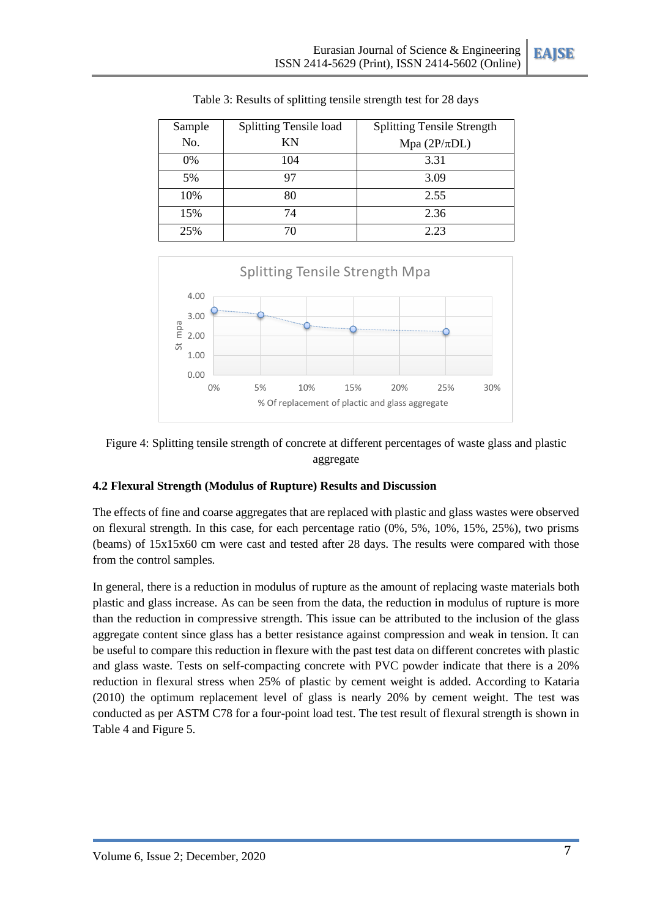Table 3: Results of splitting tensile strength test for 28 days

| Sample No. | Splitting Tensile load KN | Splitting Tensile Strength Mpa ($2P/\pi DL$) |
|---|---|---|
| 0% | 104 | 3.31 |
| 5% | 97 | 3.09 |
| 10% | 80 | 2.55 |
| 15% | 74 | 2.36 |
| 25% | 70 | 2.23 |

Figure 4: Splitting tensile strength of concrete at different percentages of waste glass and plastic aggregate

### 4.2 Flexural Strength (Modulus of Rupture) Results and Discussion

The effects of fine and coarse aggregates that are replaced with plastic and glass wastes were observed on flexural strength. In this case, for each percentage ratio (0%, 5%, 10%, 15%, 25%), two prisms (beams) of 15x15x60 cm were cast and tested after 28 days. The results were compared with those from the control samples.

In general, there is a reduction in modulus of rupture as the amount of replacing waste materials both plastic and glass increase. As can be seen from the data, the reduction in modulus of rupture is more than the reduction in compressive strength. This issue can be attributed to the inclusion of the glass aggregate content since glass has a better resistance against compression and weak in tension. It can be useful to compare this reduction in flexure with the past test data on different concretes with plastic and glass waste. Tests on self-compacting concrete with PVC powder indicate that there is a 20% reduction in flexural stress when 25% of plastic by cement weight is added. According to Kataria (2010) the optimum replacement level of glass is nearly 20% by cement weight. The test was conducted as per ASTM C78 for a four-point load test. The test result of flexural strength is shown in Table 4 and Figure 5.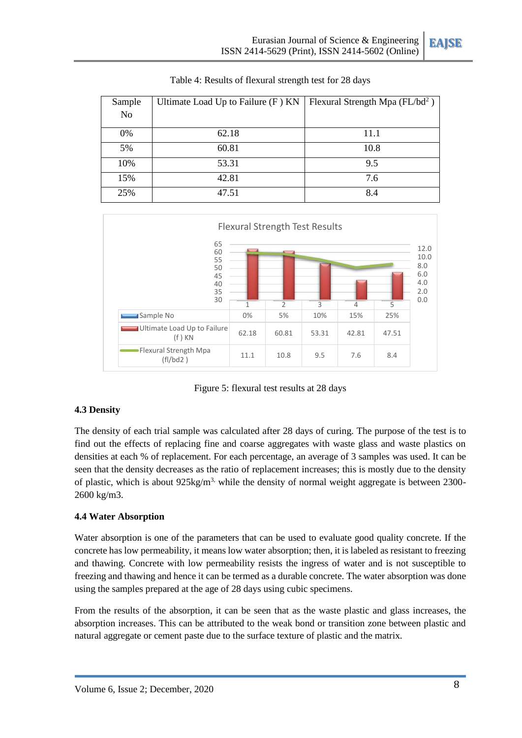Table 4: Results of flexural strength test for 28 days

| Sample No | Ultimate Load Up to Failure (F ) KN | Flexural Strength Mpa (FL/bd$^2$ ) |
|---|---|---|
| 0% | 62.18 | 11.1 |
| 5% | 60.81 | 10.8 |
| 10% | 53.31 | 9.5 |
| 15% | 42.81 | 7.6 |
| 25% | 47.51 | 8.4 |

Flexural Strength Test Results

| Sample No | 0% | 5% | 10% | 15% | 25% |
|---|---|---|---|---|---|
| Ultimate Load Up to Failure (f ) KN | 62.18 | 60.81 | 53.31 | 42.81 | 47.51 |
| Flexural Strength Mpa (fl/bd2 ) | 11.1 | 10.8 | 9.5 | 7.6 | 8.4 |

Figure 5: flexural test results at 28 days

### 4.3 Density

The density of each trial sample was calculated after 28 days of curing. The purpose of the test is to find out the effects of replacing fine and coarse aggregates with waste glass and waste plastics on densities at each % of replacement. For each percentage, an average of 3 samples was used. It can be seen that the density decreases as the ratio of replacement increases; this is mostly due to the density of plastic, which is about 925kg/m$^3$, while the density of normal weight aggregate is between 2300-2600 kg/m3.

### 4.4 Water Absorption

Water absorption is one of the parameters that can be used to evaluate good quality concrete. If the concrete has low permeability, it means low water absorption; then, it is labeled as resistant to freezing and thawing. Concrete with low permeability resists the ingress of water and is not susceptible to freezing and thawing and hence it can be termed as a durable concrete. The water absorption was done using the samples prepared at the age of 28 days using cubic specimens.

From the results of the absorption, it can be seen that as the waste plastic and glass increases, the absorption increases. This can be attributed to the weak bond or transition zone between plastic and natural aggregate or cement paste due to the surface texture of plastic and the matrix.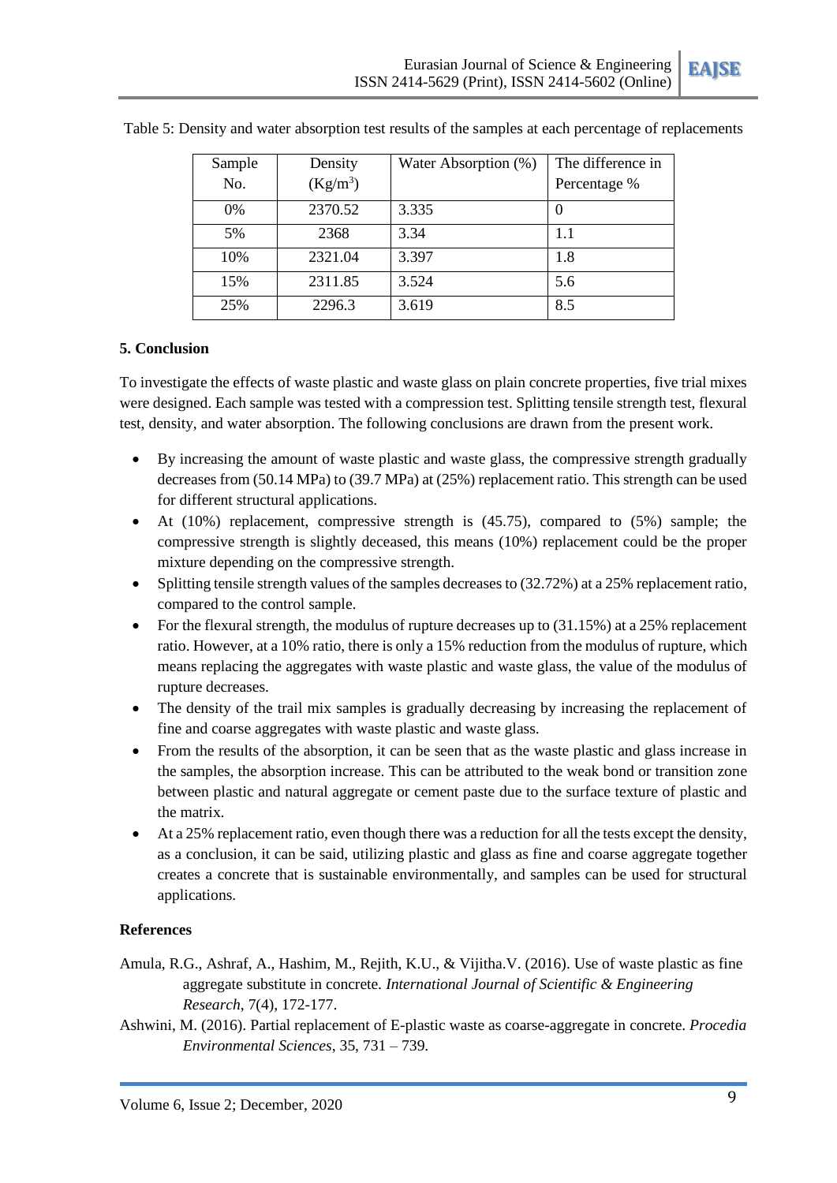Table 5: Density and water absorption test results of the samples at each percentage of replacements

| Sample No. | Density ($Kg/m^3$) | Water Absorption (%) | The difference in Percentage % |
|---|---|---|---|
| 0% | 2370.52 | 3.335 | 0 |
| 5% | 2368 | 3.34 | 1.1 |
| 10% | 2321.04 | 3.397 | 1.8 |
| 15% | 2311.85 | 3.524 | 5.6 |
| 25% | 2296.3 | 3.619 | 8.5 |

## 5. Conclusion

To investigate the effects of waste plastic and waste glass on plain concrete properties, five trial mixes were designed. Each sample was tested with a compression test. Splitting tensile strength test, flexural test, density, and water absorption. The following conclusions are drawn from the present work.

- By increasing the amount of waste plastic and waste glass, the compressive strength gradually decreases from (50.14 MPa) to (39.7 MPa) at (25%) replacement ratio. This strength can be used for different structural applications.
- At (10%) replacement, compressive strength is (45.75), compared to (5%) sample; the compressive strength is slightly deceased, this means (10%) replacement could be the proper mixture depending on the compressive strength.
- Splitting tensile strength values of the samples decreases to (32.72%) at a 25% replacement ratio, compared to the control sample.
- For the flexural strength, the modulus of rupture decreases up to (31.15%) at a 25% replacement ratio. However, at a 10% ratio, there is only a 15% reduction from the modulus of rupture, which means replacing the aggregates with waste plastic and waste glass, the value of the modulus of rupture decreases.
- The density of the trail mix samples is gradually decreasing by increasing the replacement of fine and coarse aggregates with waste plastic and waste glass.
- From the results of the absorption, it can be seen that as the waste plastic and glass increase in the samples, the absorption increase. This can be attributed to the weak bond or transition zone between plastic and natural aggregate or cement paste due to the surface texture of plastic and the matrix.
- At a 25% replacement ratio, even though there was a reduction for all the tests except the density, as a conclusion, it can be said, utilizing plastic and glass as fine and coarse aggregate together creates a concrete that is sustainable environmentally, and samples can be used for structural applications.

## References

Amula, R.G., Ashraf, A., Hashim, M., Rejith, K.U., & Vijitha.V. (2016). Use of waste plastic as fine aggregate substitute in concrete. *International Journal of Scientific & Engineering Research*, 7(4), 172-177.

Ashwini, M. (2016). Partial replacement of E-plastic waste as coarse-aggregate in concrete. *Procedia Environmental Sciences*, 35, 731 – 739.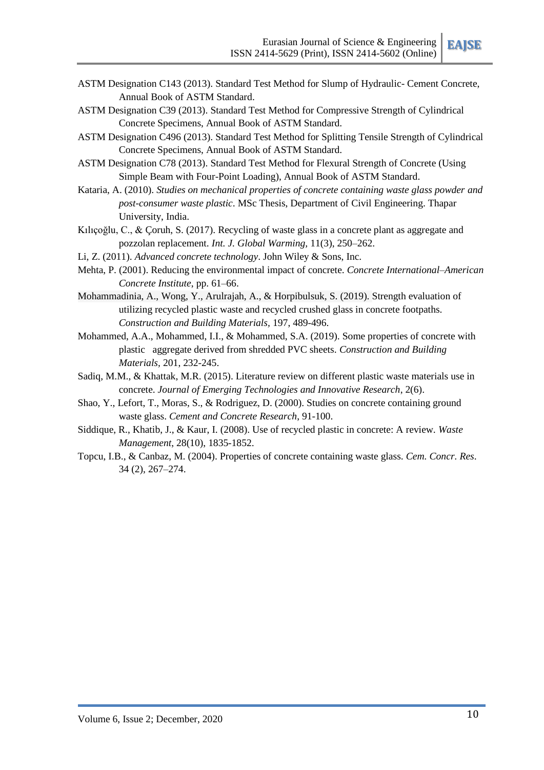ASTM Designation C143 (2013). Standard Test Method for Slump of Hydraulic- Cement Concrete, Annual Book of ASTM Standard.

ASTM Designation C39 (2013). Standard Test Method for Compressive Strength of Cylindrical Concrete Specimens, Annual Book of ASTM Standard.

ASTM Designation C496 (2013). Standard Test Method for Splitting Tensile Strength of Cylindrical Concrete Specimens, Annual Book of ASTM Standard.

ASTM Designation C78 (2013). Standard Test Method for Flexural Strength of Concrete (Using Simple Beam with Four-Point Loading), Annual Book of ASTM Standard.

Kataria, A. (2010). *Studies on mechanical properties of concrete containing waste glass powder and post-consumer waste plastic*. MSc Thesis, Department of Civil Engineering. Thapar University, India.

Kılıçoğlu, C., & Çoruh, S. (2017). Recycling of waste glass in a concrete plant as aggregate and pozzolan replacement. *Int. J. Global Warming,* 11(3), 250–262.

Li, Z. (2011). *Advanced concrete technology*. John Wiley & Sons, Inc.

Mehta, P. (2001). Reducing the environmental impact of concrete. *Concrete International–American Concrete Institute*, pp. 61–66.

Mohammadinia, A., Wong, Y., Arulrajah, A., & Horpibulsuk, S. (2019). Strength evaluation of utilizing recycled plastic waste and recycled crushed glass in concrete footpaths. *Construction and Building Materials*, 197, 489-496.

Mohammed, A.A., Mohammed, I.I., & Mohammed, S.A. (2019). Some properties of concrete with plastic aggregate derived from shredded PVC sheets. *Construction and Building Materials*, 201, 232-245.

Sadiq, M.M., & Khattak, M.R. (2015). Literature review on different plastic waste materials use in concrete. *Journal of Emerging Technologies and Innovative Research*, 2(6).

Shao, Y., Lefort, T., Moras, S., & Rodriguez, D. (2000). Studies on concrete containing ground waste glass. *Cement and Concrete Research*, 91-100.

Siddique, R., Khatib, J., & Kaur, I. (2008). Use of recycled plastic in concrete: A review. *Waste Management,* 28(10), 1835-1852.

Topcu, I.B., & Canbaz, M. (2004). Properties of concrete containing waste glass. *Cem. Concr. Res*. 34 (2), 267–274.